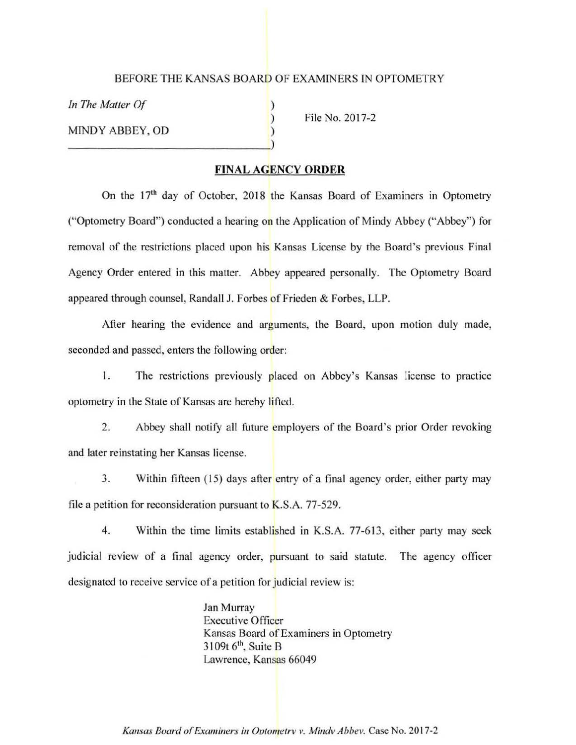BEFORE THE KANSAS BOARD OF EXAMINERS IN OPTOMETRY

*In The Matter Of*

MINDY ABBEY, OD

File No. 2017-2

## FINAL AGENCY ORDER

On the 17th day of October, 2018 the Kansas Board of Examiners in Optometry ("Optometry Board") conducted a hearing on the Application of Mindy Abbey ("Abbey") for removal of the restrictions placed upon his Kansas License by the Board's previous Final Agency Order entered in this matter. Abbey appeared personally. The Optometry Board appeared through counsel, Randall J. Forbes of Frieden & Forbes, LLP.

After hearing the evidence and arguments, the Board, upon motion duly made, seconded and passed, enters the following order:

1. The restrictions previously placed on Abbey's Kansas license to practice optometry in the State of Kansas are hereby lifted.

2. Abbey shall notify all future employers of the Board's prior Order revoking and later reinstating her Kansas license.

3. Within fifteen (15) days after entry of a final agency order, either party may file a petition for reconsideration pursuant to K.S.A. 77-529.

4. Within the time limits established in K.S.A. 77-613, either party may seek judicial review of a final agency order, pursuant to said statute. The agency officer designated to receive service of a petition for judicial review is:

Jan Murray
Executive Officer
Kansas Board of Examiners in Optometry
3109t 6th, Suite B
Lawrence, Kansas 66049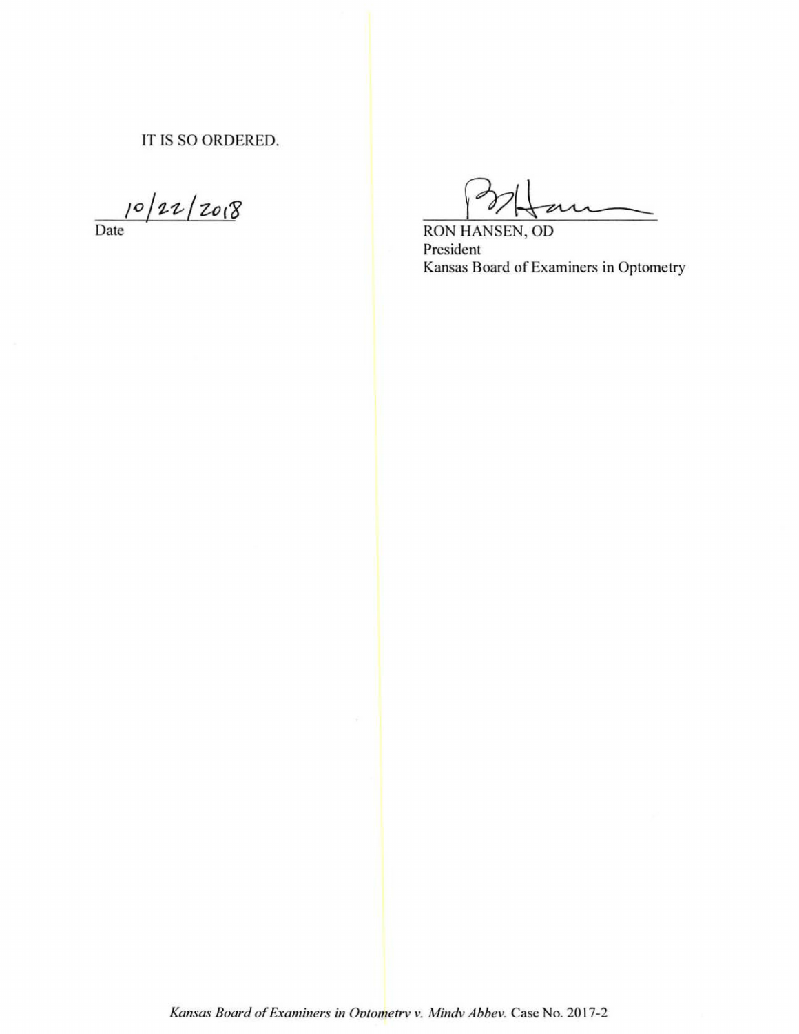IT IS SO ORDERED.

10/22/2018

Date

RON HANSEN, OD

President

Kansas Board of Examiners in Optometry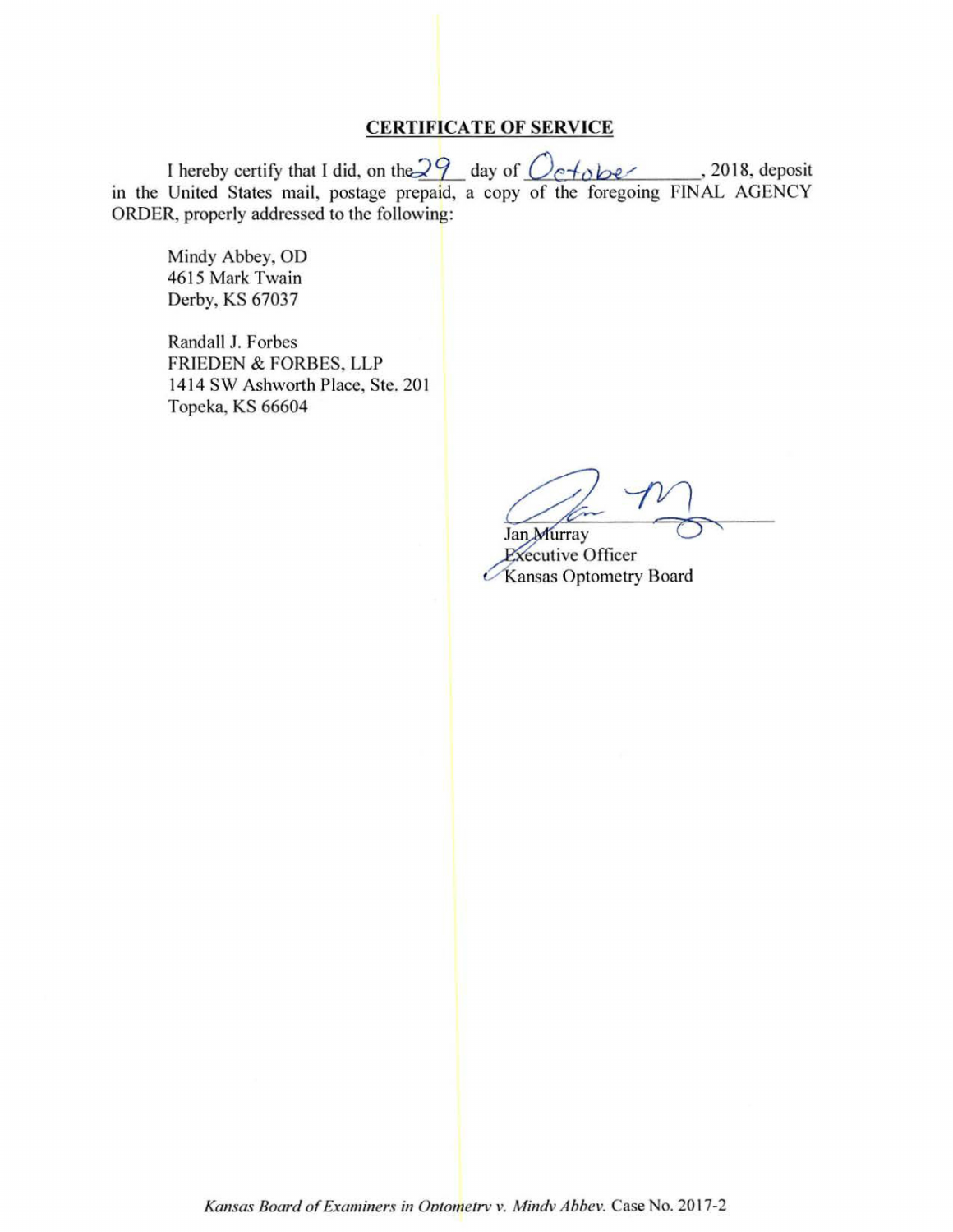## CERTIFICATE OF SERVICE

I hereby certify that I did, on the 29 day of October, 2018, deposit in the United States mail, postage prepaid, a copy of the foregoing FINAL AGENCY ORDER, properly addressed to the following:

Mindy Abbey, OD
4615 Mark Twain
Derby, KS 67037

Randall J. Forbes
FRIEDEN & FORBES, LLP
1414 SW Ashworth Place, Ste. 201
Topeka, KS 66604

Jan Murray
Executive Officer
Kansas Optometry Board

*Kansas Board of Examiners in Optometry v. Mindy Abbey*, Case No. 2017-2